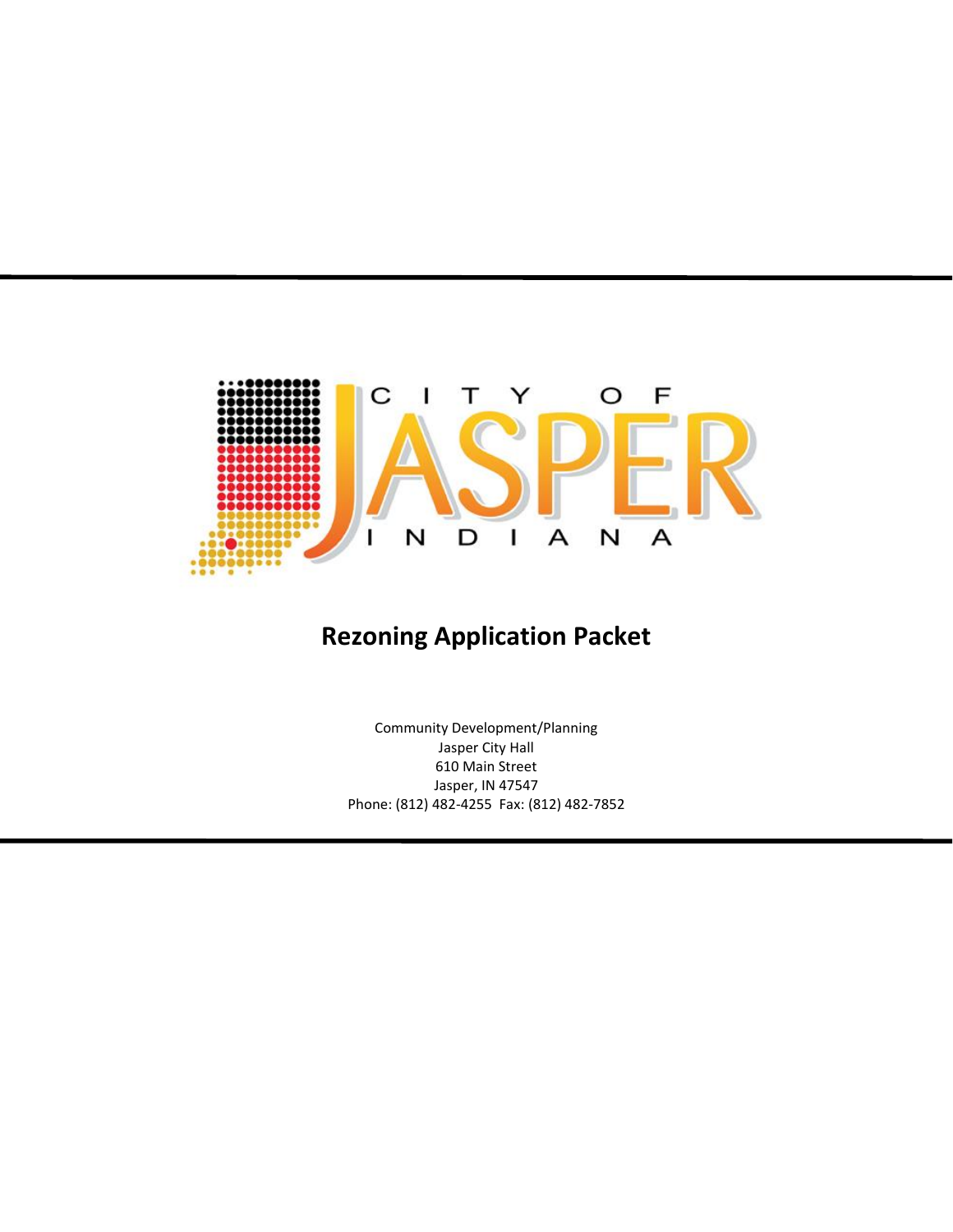CITY OF JASPER INDIANA

# Rezoning Application Packet

Community Development/Planning
Jasper City Hall
610 Main Street
Jasper, IN 47547
Phone: (812) 482-4255 Fax: (812) 482-7852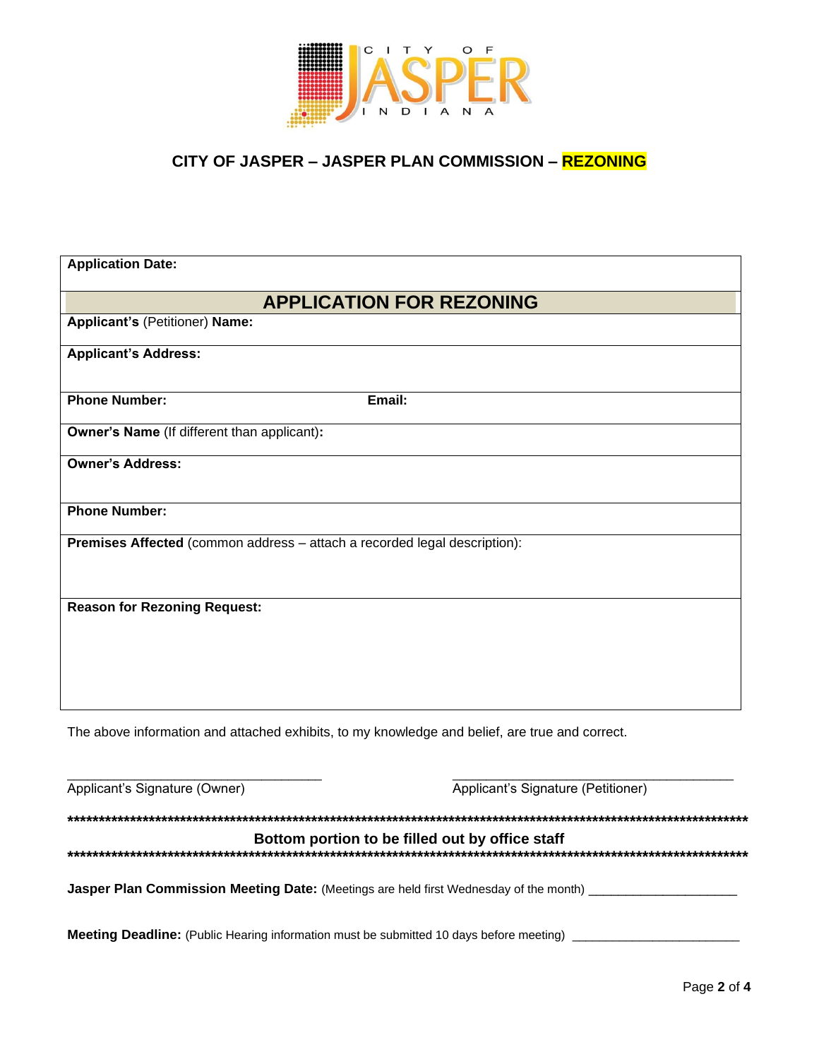CITY OF JASPER INDIANA

## CITY OF JASPER – JASPER PLAN COMMISSION – REZONING

**Application Date:**

### APPLICATION FOR REZONING

**Applicant's** (Petitioner) **Name:**

**Applicant's Address:**

**Phone Number:** **Email:**

**Owner's Name** (If different than applicant)**:**

**Owner's Address:**

**Phone Number:**

**Premises Affected** (common address – attach a recorded legal description):

**Reason for Rezoning Request:**

The above information and attached exhibits, to my knowledge and belief, are true and correct.

___________________________________ Applicant's Signature (Owner)

_______________________________________ Applicant's Signature (Petitioner)

*******************************************************************************************************************

**Bottom portion to be filled out by office staff**

*******************************************************************************************************************

**Jasper Plan Commission Meeting Date:** (Meetings are held first Wednesday of the month) _____________________

**Meeting Deadline:** (Public Hearing information must be submitted 10 days before meeting) ________________________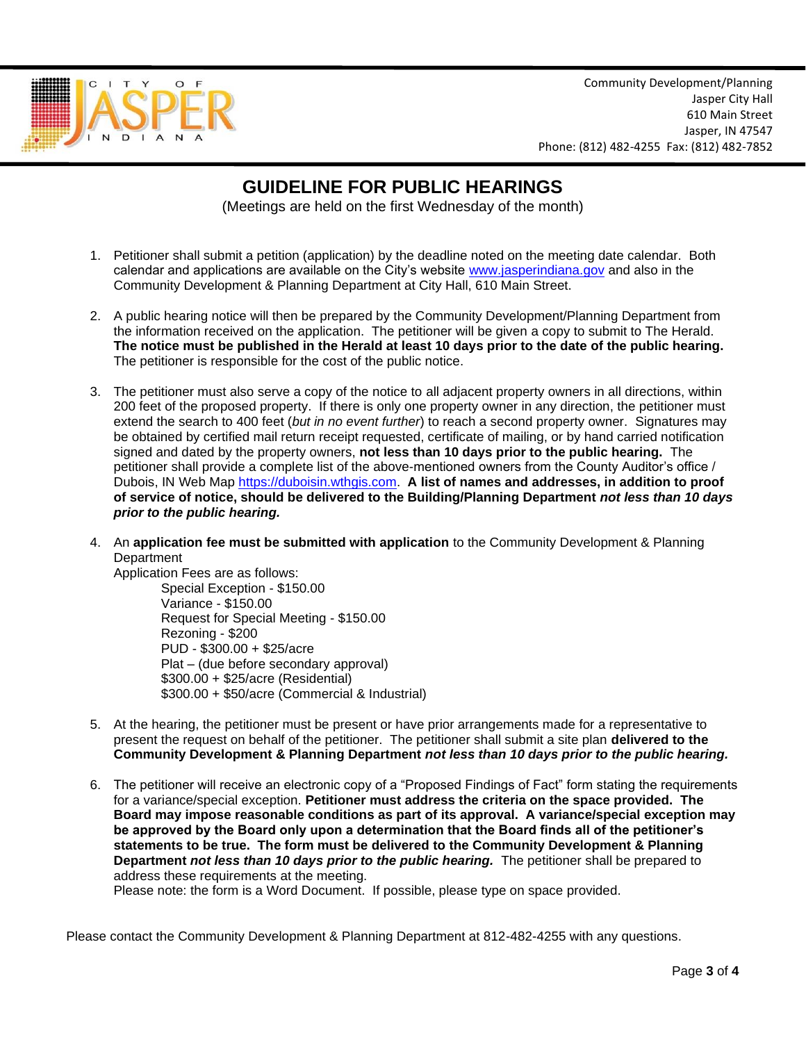Community Development/Planning
Jasper City Hall
610 Main Street
Jasper, IN 47547
Phone: (812) 482-4255 Fax: (812) 482-7852

# GUIDELINE FOR PUBLIC HEARINGS

(Meetings are held on the first Wednesday of the month)

1. Petitioner shall submit a petition (application) by the deadline noted on the meeting date calendar. Both calendar and applications are available on the City's website www.jasperindiana.gov and also in the Community Development & Planning Department at City Hall, 610 Main Street.

2. A public hearing notice will then be prepared by the Community Development/Planning Department from the information received on the application. The petitioner will be given a copy to submit to The Herald. **The notice must be published in the Herald at least 10 days prior to the date of the public hearing.** The petitioner is responsible for the cost of the public notice.

3. The petitioner must also serve a copy of the notice to all adjacent property owners in all directions, within 200 feet of the proposed property. If there is only one property owner in any direction, the petitioner must extend the search to 400 feet (*but in no event further*) to reach a second property owner. Signatures may be obtained by certified mail return receipt requested, certificate of mailing, or by hand carried notification signed and dated by the property owners, **not less than 10 days prior to the public hearing.** The petitioner shall provide a complete list of the above-mentioned owners from the County Auditor's office / Dubois, IN Web Map https://duboisin.wthgis.com. **A list of names and addresses, in addition to proof of service of notice, should be delivered to the Building/Planning Department *not less than 10 days prior to the public hearing.***

4. An **application fee must be submitted with application** to the Community Development & Planning Department
   Application Fees are as follows:
   - Special Exception - $150.00
   - Variance - $150.00
   - Request for Special Meeting - $150.00
   - Rezoning - $200
   - PUD - $300.00 + $25/acre
   - Plat – (due before secondary approval)
     $300.00 + $25/acre (Residential)
     $300.00 + $50/acre (Commercial & Industrial)

5. At the hearing, the petitioner must be present or have prior arrangements made for a representative to present the request on behalf of the petitioner. The petitioner shall submit a site plan **delivered to the Community Development & Planning Department *not less than 10 days prior to the public hearing.***

6. The petitioner will receive an electronic copy of a "Proposed Findings of Fact" form stating the requirements for a variance/special exception. **Petitioner must address the criteria on the space provided. The Board may impose reasonable conditions as part of its approval. A variance/special exception may be approved by the Board only upon a determination that the Board finds all of the petitioner's statements to be true. The form must be delivered to the Community Development & Planning Department *not less than 10 days prior to the public hearing.*** The petitioner shall be prepared to address these requirements at the meeting.
   Please note: the form is a Word Document. If possible, please type on space provided.

Please contact the Community Development & Planning Department at 812-482-4255 with any questions.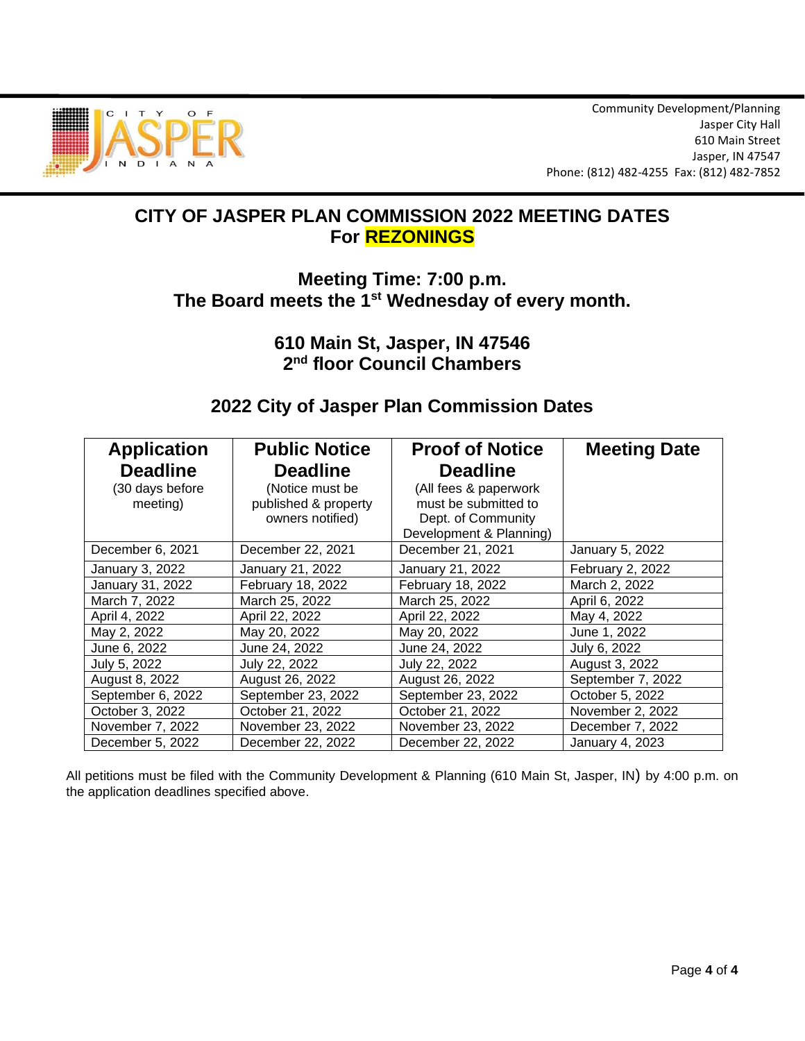CITY OF JASPER INDIANA

Community Development/Planning
Jasper City Hall
610 Main Street
Jasper, IN 47547
Phone: (812) 482-4255 Fax: (812) 482-7852

## CITY OF JASPER PLAN COMMISSION 2022 MEETING DATES
## For REZONINGS

### Meeting Time: 7:00 p.m.
### The Board meets the 1st Wednesday of every month.

### 610 Main St, Jasper, IN 47546
### 2nd floor Council Chambers

### 2022 City of Jasper Plan Commission Dates

| **Application Deadline** (30 days before meeting) | **Public Notice Deadline** (Notice must be published & property owners notified) | **Proof of Notice Deadline** (All fees & paperwork must be submitted to Dept. of Community Development & Planning) | **Meeting Date** |
|---|---|---|---|
| December 6, 2021 | December 22, 2021 | December 21, 2021 | January 5, 2022 |
| January 3, 2022 | January 21, 2022 | January 21, 2022 | February 2, 2022 |
| January 31, 2022 | February 18, 2022 | February 18, 2022 | March 2, 2022 |
| March 7, 2022 | March 25, 2022 | March 25, 2022 | April 6, 2022 |
| April 4, 2022 | April 22, 2022 | April 22, 2022 | May 4, 2022 |
| May 2, 2022 | May 20, 2022 | May 20, 2022 | June 1, 2022 |
| June 6, 2022 | June 24, 2022 | June 24, 2022 | July 6, 2022 |
| July 5, 2022 | July 22, 2022 | July 22, 2022 | August 3, 2022 |
| August 8, 2022 | August 26, 2022 | August 26, 2022 | September 7, 2022 |
| September 6, 2022 | September 23, 2022 | September 23, 2022 | October 5, 2022 |
| October 3, 2022 | October 21, 2022 | October 21, 2022 | November 2, 2022 |
| November 7, 2022 | November 23, 2022 | November 23, 2022 | December 7, 2022 |
| December 5, 2022 | December 22, 2022 | December 22, 2022 | January 4, 2023 |

All petitions must be filed with the Community Development & Planning (610 Main St, Jasper, IN) by 4:00 p.m. on the application deadlines specified above.